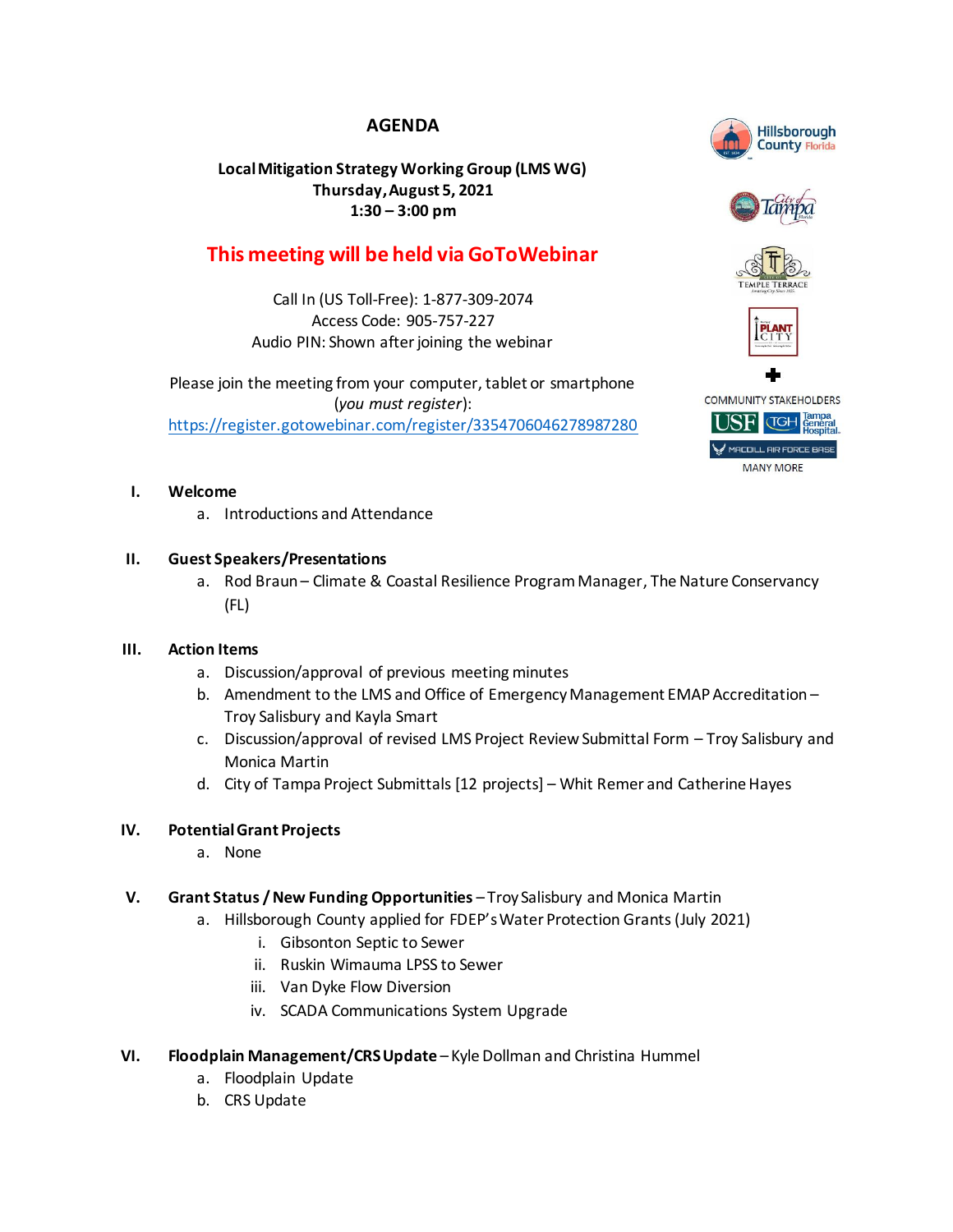# AGENDA

**Local Mitigation Strategy Working Group (LMS WG)**
**Thursday, August 5, 2021**
**1:30 – 3:00 pm**

## This meeting will be held via GoToWebinar

Call In (US Toll-Free): 1-877-309-2074
Access Code: 905-757-227
Audio PIN: Shown after joining the webinar

Please join the meeting from your computer, tablet or smartphone (*you must register*):
https://register.gotowebinar.com/register/3354706046278987280

COMMUNITY STAKEHOLDERS

MANY MORE

**I. Welcome**

a. Introductions and Attendance

**II. Guest Speakers/Presentations**

a. Rod Braun – Climate & Coastal Resilience Program Manager, The Nature Conservancy (FL)

**III. Action Items**

a. Discussion/approval of previous meeting minutes
b. Amendment to the LMS and Office of Emergency Management EMAP Accreditation – Troy Salisbury and Kayla Smart
c. Discussion/approval of revised LMS Project Review Submittal Form – Troy Salisbury and Monica Martin
d. City of Tampa Project Submittals [12 projects] – Whit Remer and Catherine Hayes

**IV. Potential Grant Projects**

a. None

**V. Grant Status / New Funding Opportunities** – Troy Salisbury and Monica Martin

a. Hillsborough County applied for FDEP's Water Protection Grants (July 2021)
   i. Gibsonton Septic to Sewer
   ii. Ruskin Wimauma LPSS to Sewer
   iii. Van Dyke Flow Diversion
   iv. SCADA Communications System Upgrade

**VI. Floodplain Management/CRS Update** – Kyle Dollman and Christina Hummel

a. Floodplain Update
b. CRS Update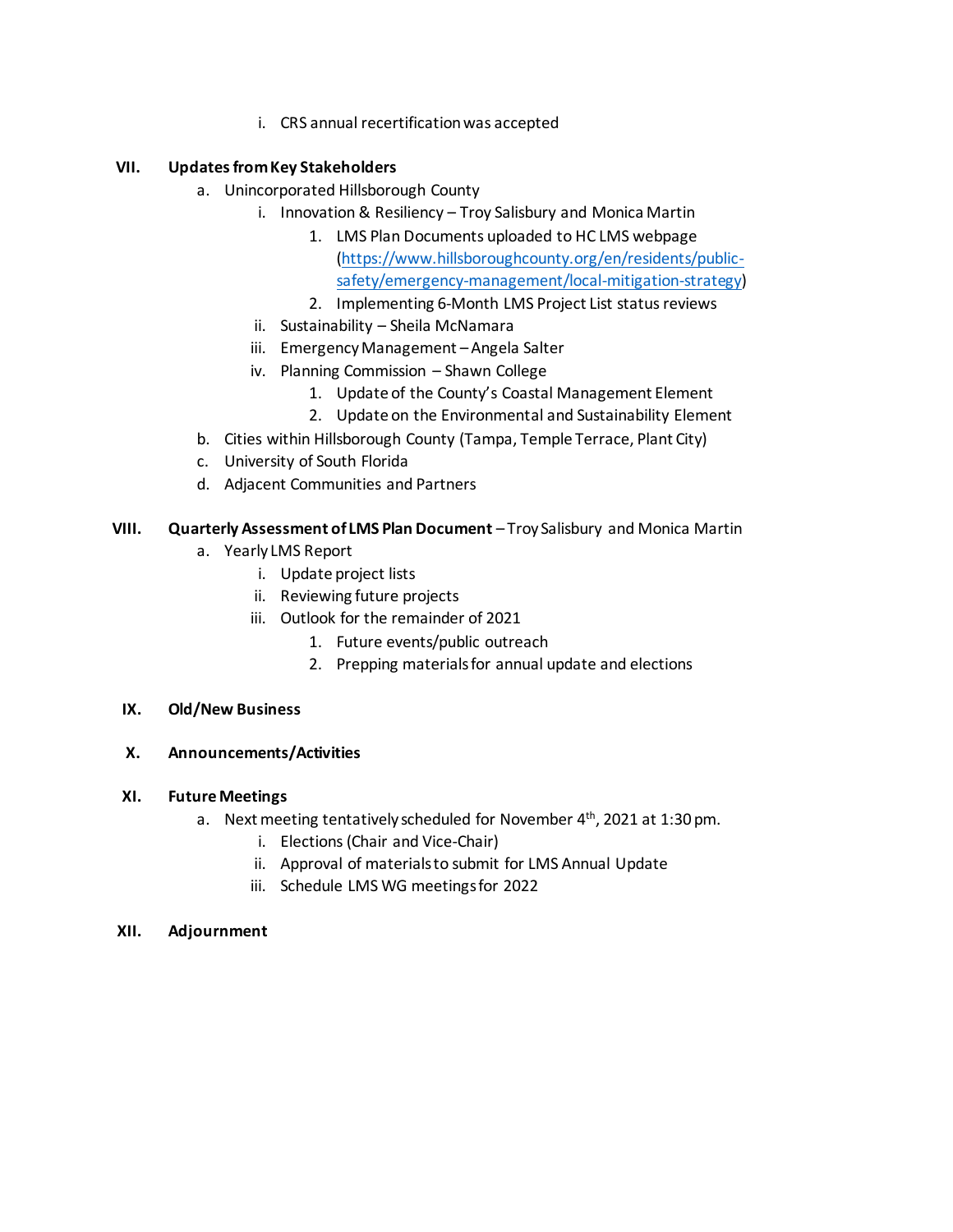i. CRS annual recertification was accepted

**VII. Updates from Key Stakeholders**

a. Unincorporated Hillsborough County
   - i. Innovation & Resiliency – Troy Salisbury and Monica Martin
     1. LMS Plan Documents uploaded to HC LMS webpage (https://www.hillsboroughcounty.org/en/residents/public-safety/emergency-management/local-mitigation-strategy)
     2. Implementing 6-Month LMS Project List status reviews
   - ii. Sustainability – Sheila McNamara
   - iii. Emergency Management – Angela Salter
   - iv. Planning Commission – Shawn College
     1. Update of the County's Coastal Management Element
     2. Update on the Environmental and Sustainability Element

b. Cities within Hillsborough County (Tampa, Temple Terrace, Plant City)

c. University of South Florida

d. Adjacent Communities and Partners

**VIII. Quarterly Assessment of LMS Plan Document** – Troy Salisbury and Monica Martin

a. Yearly LMS Report
   - i. Update project lists
   - ii. Reviewing future projects
   - iii. Outlook for the remainder of 2021
     1. Future events/public outreach
     2. Prepping materials for annual update and elections

**IX. Old/New Business**

**X. Announcements/Activities**

**XI. Future Meetings**

a. Next meeting tentatively scheduled for November 4th, 2021 at 1:30 pm.
   - i. Elections (Chair and Vice-Chair)
   - ii. Approval of materials to submit for LMS Annual Update
   - iii. Schedule LMS WG meetings for 2022

**XII. Adjournment**